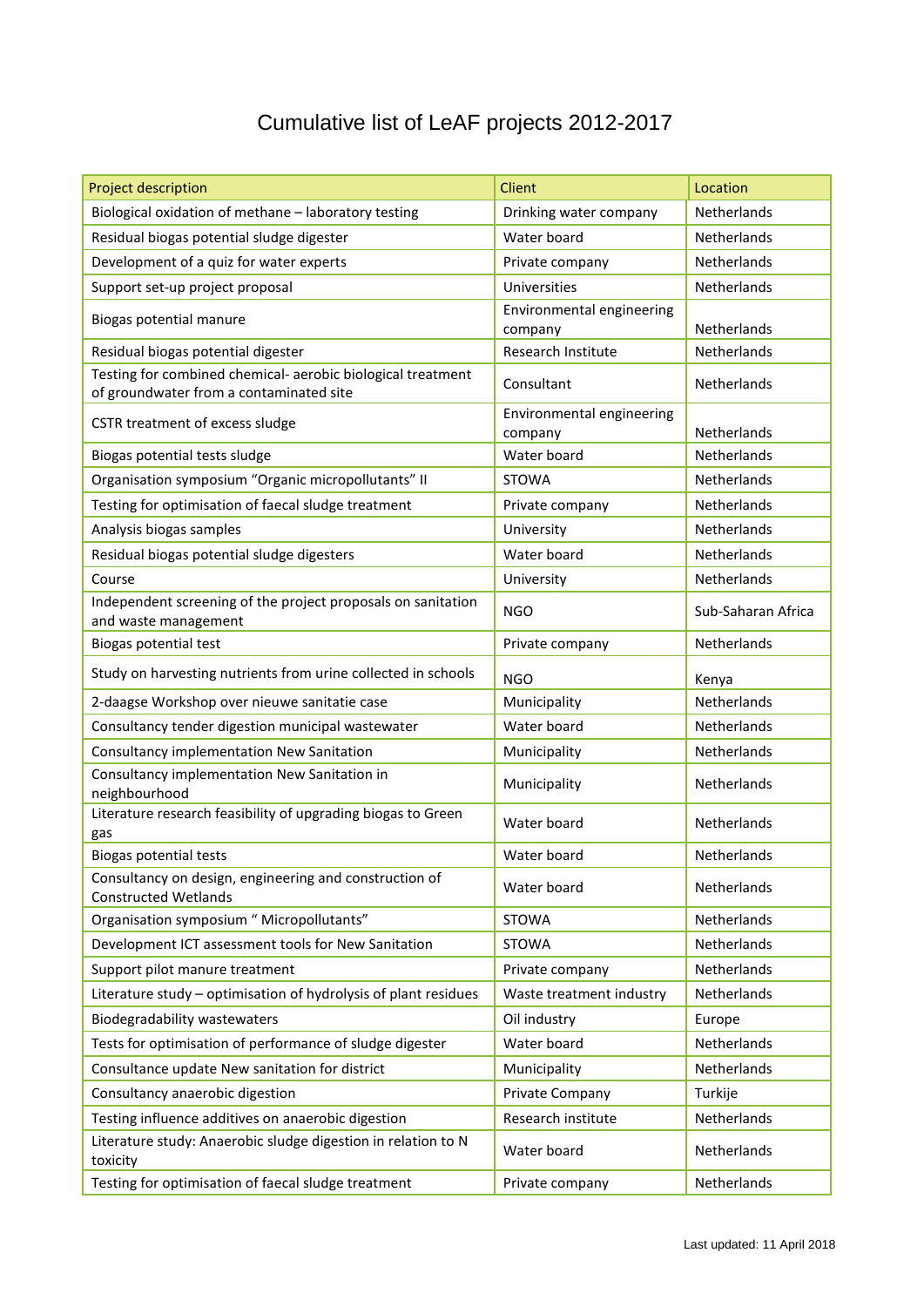# Cumulative list of LeAF projects 2012-2017

| Project description | Client | Location |
|---|---|---|
| Biological oxidation of methane – laboratory testing | Drinking water company | Netherlands |
| Residual biogas potential sludge digester | Water board | Netherlands |
| Development of a quiz for water experts | Private company | Netherlands |
| Support set-up project proposal | Universities | Netherlands |
| Biogas potential manure | Environmental engineering company | Netherlands |
| Residual biogas potential digester | Research Institute | Netherlands |
| Testing for combined chemical- aerobic biological treatment of groundwater from a contaminated site | Consultant | Netherlands |
| CSTR treatment of excess sludge | Environmental engineering company | Netherlands |
| Biogas potential tests sludge | Water board | Netherlands |
| Organisation symposium “Organic micropollutants” II | STOWA | Netherlands |
| Testing for optimisation of faecal sludge treatment | Private company | Netherlands |
| Analysis biogas samples | University | Netherlands |
| Residual biogas potential sludge digesters | Water board | Netherlands |
| Course | University | Netherlands |
| Independent screening of the project proposals on sanitation and waste management | NGO | Sub-Saharan Africa |
| Biogas potential test | Private company | Netherlands |
| Study on harvesting nutrients from urine collected in schools | NGO | Kenya |
| 2-daagse Workshop over nieuwe sanitatie case | Municipality | Netherlands |
| Consultancy tender digestion municipal wastewater | Water board | Netherlands |
| Consultancy implementation New Sanitation | Municipality | Netherlands |
| Consultancy implementation New Sanitation in neighbourhood | Municipality | Netherlands |
| Literature research feasibility of upgrading biogas to Green gas | Water board | Netherlands |
| Biogas potential tests | Water board | Netherlands |
| Consultancy on design, engineering and construction of Constructed Wetlands | Water board | Netherlands |
| Organisation symposium “ Micropollutants” | STOWA | Netherlands |
| Development ICT assessment tools for New Sanitation | STOWA | Netherlands |
| Support pilot manure treatment | Private company | Netherlands |
| Literature study – optimisation of hydrolysis of plant residues | Waste treatment industry | Netherlands |
| Biodegradability wastewaters | Oil industry | Europe |
| Tests for optimisation of performance of sludge digester | Water board | Netherlands |
| Consultance update New sanitation for district | Municipality | Netherlands |
| Consultancy anaerobic digestion | Private Company | Turkije |
| Testing influence additives on anaerobic digestion | Research institute | Netherlands |
| Literature study: Anaerobic sludge digestion in relation to N toxicity | Water board | Netherlands |
| Testing for optimisation of faecal sludge treatment | Private company | Netherlands |

Last updated: 11 April 2018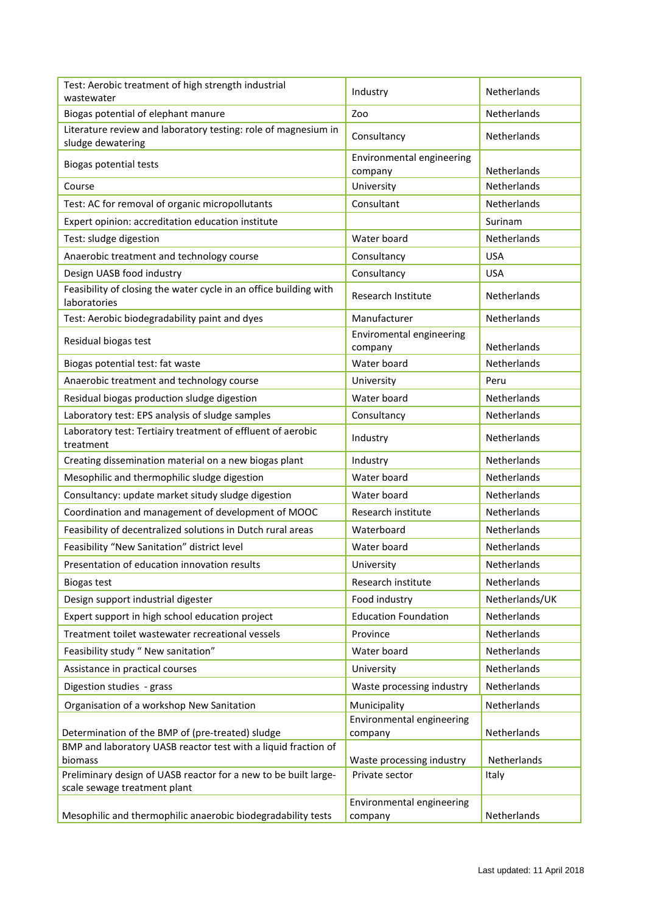| Test: Aerobic treatment of high strength industrial wastewater | Industry | Netherlands |
|---|---|---|
| Biogas potential of elephant manure | Zoo | Netherlands |
| Literature review and laboratory testing: role of magnesium in sludge dewatering | Consultancy | Netherlands |
| Biogas potential tests | Environmental engineering company | Netherlands |
| Course | University | Netherlands |
| Test: AC for removal of organic micropollutants | Consultant | Netherlands |
| Expert opinion: accreditation education institute | | Surinam |
| Test: sludge digestion | Water board | Netherlands |
| Anaerobic treatment and technology course | Consultancy | USA |
| Design UASB food industry | Consultancy | USA |
| Feasibility of closing the water cycle in an office building with laboratories | Research Institute | Netherlands |
| Test: Aerobic biodegradability paint and dyes | Manufacturer | Netherlands |
| Residual biogas test | Enviromental engineering company | Netherlands |
| Biogas potential test: fat waste | Water board | Netherlands |
| Anaerobic treatment and technology course | University | Peru |
| Residual biogas production sludge digestion | Water board | Netherlands |
| Laboratory test: EPS analysis of sludge samples | Consultancy | Netherlands |
| Laboratory test: Tertiairy treatment of effluent of aerobic treatment | Industry | Netherlands |
| Creating dissemination material on a new biogas plant | Industry | Netherlands |
| Mesophilic and thermophilic sludge digestion | Water board | Netherlands |
| Consultancy: update market situdy sludge digestion | Water board | Netherlands |
| Coordination and management of development of MOOC | Research institute | Netherlands |
| Feasibility of decentralized solutions in Dutch rural areas | Waterboard | Netherlands |
| Feasibility “New Sanitation” district level | Water board | Netherlands |
| Presentation of education innovation results | University | Netherlands |
| Biogas test | Research institute | Netherlands |
| Design support industrial digester | Food industry | Netherlands/UK |
| Expert support in high school education project | Education Foundation | Netherlands |
| Treatment toilet wastewater recreational vessels | Province | Netherlands |
| Feasibility study “ New sanitation” | Water board | Netherlands |
| Assistance in practical courses | University | Netherlands |
| Digestion studies - grass | Waste processing industry | Netherlands |
| Organisation of a workshop New Sanitation | Municipality | Netherlands |
| Determination of the BMP of (pre-treated) sludge | Environmental engineering company | Netherlands |
| BMP and laboratory UASB reactor test with a liquid fraction of biomass | Waste processing industry | Netherlands |
| Preliminary design of UASB reactor for a new to be built large-scale sewage treatment plant | Private sector | Italy |
| Mesophilic and thermophilic anaerobic biodegradability tests | Environmental engineering company | Netherlands |

Last updated: 11 April 2018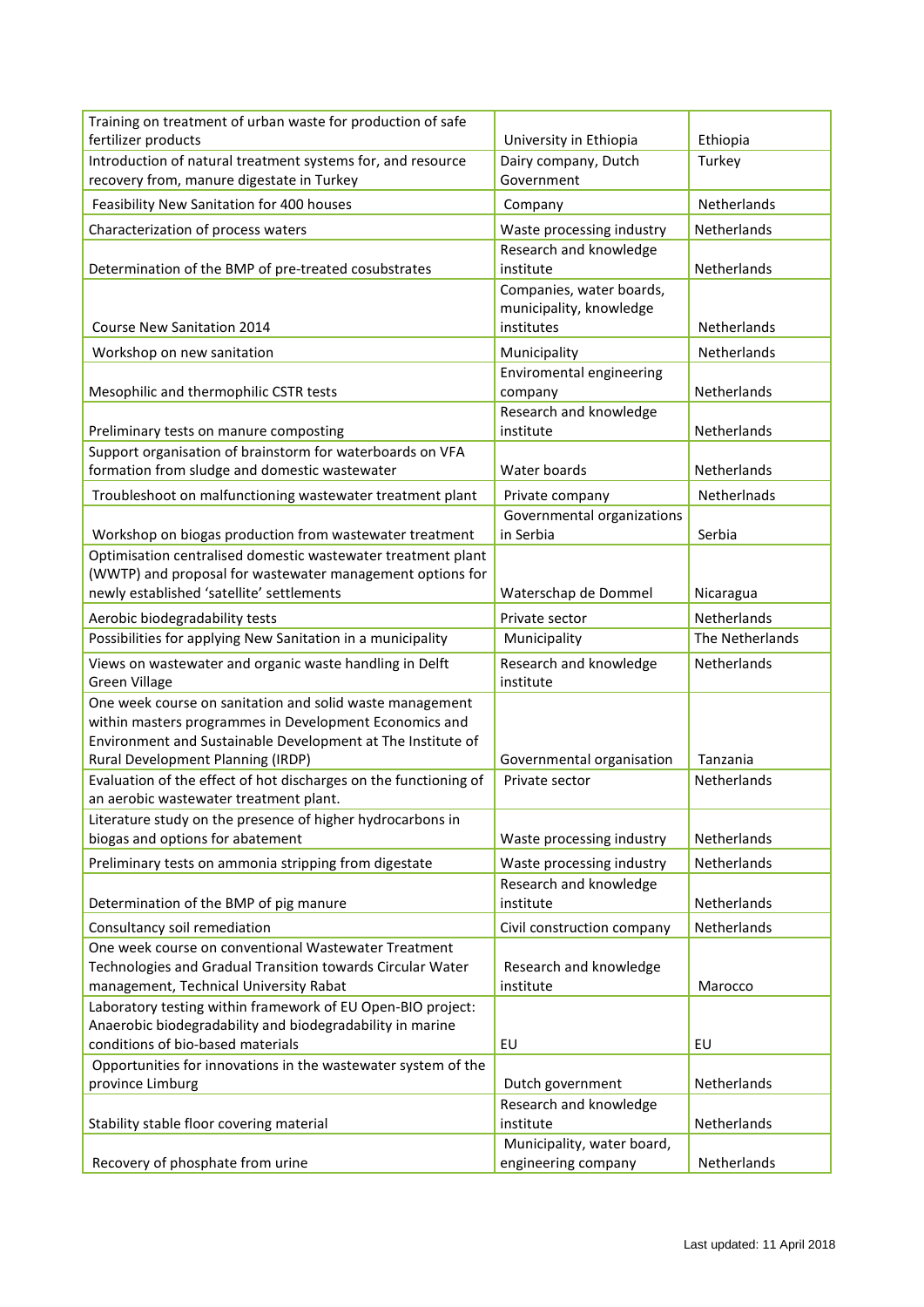| Training on treatment of urban waste for production of safe fertilizer products | University in Ethiopia | Ethiopia |
|---|---|---|
| Introduction of natural treatment systems for, and resource recovery from, manure digestate in Turkey | Dairy company, Dutch Government | Turkey |
| Feasibility New Sanitation for 400 houses | Company | Netherlands |
| Characterization of process waters | Waste processing industry | Netherlands |
| Determination of the BMP of pre-treated cosubstrates | Research and knowledge institute | Netherlands |
| Course New Sanitation 2014 | Companies, water boards, municipality, knowledge institutes | Netherlands |
| Workshop on new sanitation | Municipality | Netherlands |
| Mesophilic and thermophilic CSTR tests | Enviromental engineering company | Netherlands |
| Preliminary tests on manure composting | Research and knowledge institute | Netherlands |
| Support organisation of brainstorm for waterboards on VFA formation from sludge and domestic wastewater | Water boards | Netherlands |
| Troubleshoot on malfunctioning wastewater treatment plant | Private company | Netherlnads |
| Workshop on biogas production from wastewater treatment | Governmental organizations in Serbia | Serbia |
| Optimisation centralised domestic wastewater treatment plant (WWTP) and proposal for wastewater management options for newly established 'satellite' settlements | Waterschap de Dommel | Nicaragua |
| Aerobic biodegradability tests | Private sector | Netherlands |
| Possibilities for applying New Sanitation in a municipality | Municipality | The Netherlands |
| Views on wastewater and organic waste handling in Delft Green Village | Research and knowledge institute | Netherlands |
| One week course on sanitation and solid waste management within masters programmes in Development Economics and Environment and Sustainable Development at The Institute of Rural Development Planning (IRDP) | Governmental organisation | Tanzania |
| Evaluation of the effect of hot discharges on the functioning of an aerobic wastewater treatment plant. | Private sector | Netherlands |
| Literature study on the presence of higher hydrocarbons in biogas and options for abatement | Waste processing industry | Netherlands |
| Preliminary tests on ammonia stripping from digestate | Waste processing industry | Netherlands |
| Determination of the BMP of pig manure | Research and knowledge institute | Netherlands |
| Consultancy soil remediation | Civil construction company | Netherlands |
| One week course on conventional Wastewater Treatment Technologies and Gradual Transition towards Circular Water management, Technical University Rabat | Research and knowledge institute | Marocco |
| Laboratory testing within framework of EU Open-BIO project: Anaerobic biodegradability and biodegradability in marine conditions of bio-based materials | EU | EU |
| Opportunities for innovations in the wastewater system of the province Limburg | Dutch government | Netherlands |
| Stability stable floor covering material | Research and knowledge institute | Netherlands |
| Recovery of phosphate from urine | Municipality, water board, engineering company | Netherlands |

Last updated: 11 April 2018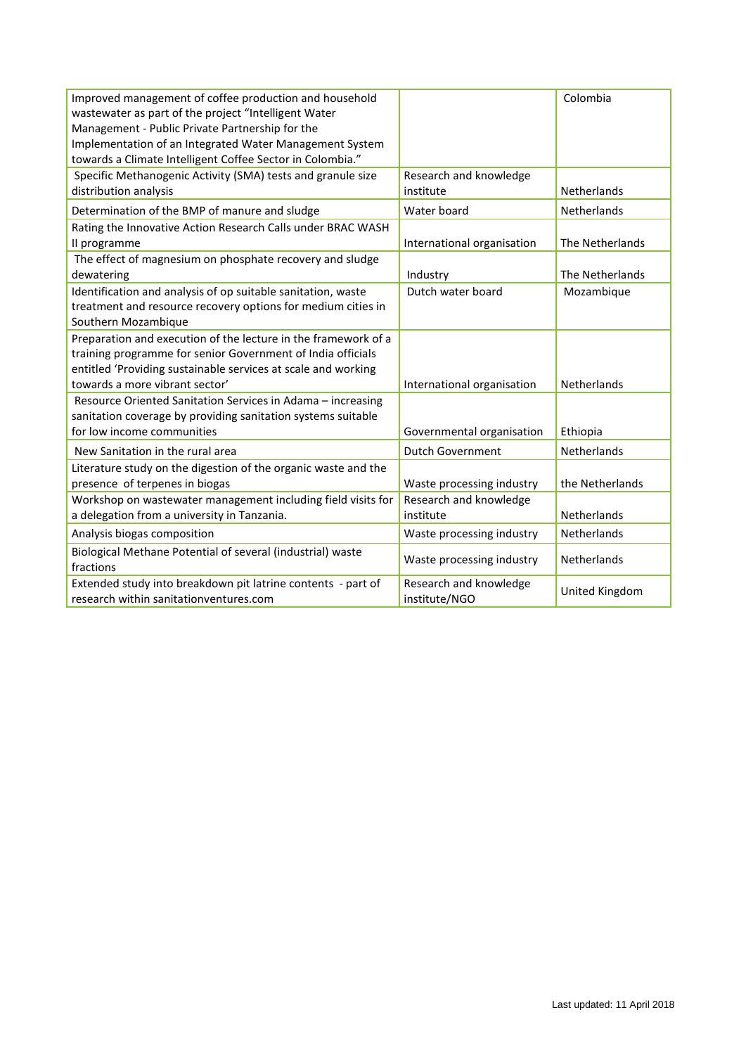| | | |
|---|---|---|
| Improved management of coffee production and household wastewater as part of the project "Intelligent Water Management - Public Private Partnership for the Implementation of an Integrated Water Management System towards a Climate Intelligent Coffee Sector in Colombia." | | Colombia |
| Specific Methanogenic Activity (SMA) tests and granule size distribution analysis | Research and knowledge institute | Netherlands |
| Determination of the BMP of manure and sludge | Water board | Netherlands |
| Rating the Innovative Action Research Calls under BRAC WASH II programme | International organisation | The Netherlands |
| The effect of magnesium on phosphate recovery and sludge dewatering | Industry | The Netherlands |
| Identification and analysis of op suitable sanitation, waste treatment and resource recovery options for medium cities in Southern Mozambique | Dutch water board | Mozambique |
| Preparation and execution of the lecture in the framework of a training programme for senior Government of India officials entitled 'Providing sustainable services at scale and working towards a more vibrant sector' | International organisation | Netherlands |
| Resource Oriented Sanitation Services in Adama – increasing sanitation coverage by providing sanitation systems suitable for low income communities | Governmental organisation | Ethiopia |
| New Sanitation in the rural area | Dutch Government | Netherlands |
| Literature study on the digestion of the organic waste and the presence of terpenes in biogas | Waste processing industry | the Netherlands |
| Workshop on wastewater management including field visits for a delegation from a university in Tanzania. | Research and knowledge institute | Netherlands |
| Analysis biogas composition | Waste processing industry | Netherlands |
| Biological Methane Potential of several (industrial) waste fractions | Waste processing industry | Netherlands |
| Extended study into breakdown pit latrine contents - part of research within sanitationventures.com | Research and knowledge institute/NGO | United Kingdom |

Last updated: 11 April 2018